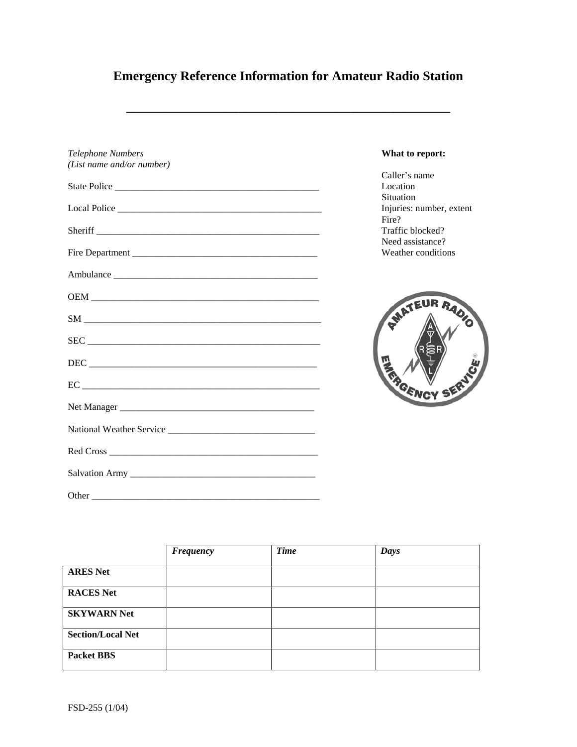# Emergency Reference Information for Amateur Radio Station

______________________________________________

*Telephone Numbers*
*(List name and/or number)*

State Police ____________________________________________

Local Police ____________________________________________

Sheriff ____________________________________________

Fire Department ____________________________________________

Ambulance ____________________________________________

OEM ____________________________________________

SM ____________________________________________

SEC ____________________________________________

DEC ____________________________________________

EC ____________________________________________

Net Manager ____________________________________________

National Weather Service ________________________________

Red Cross ____________________________________________

Salvation Army ____________________________________________

Other ____________________________________________

**What to report:**

Caller's name
Location
Situation
Injuries: number, extent
Fire?
Traffic blocked?
Need assistance?
Weather conditions

| | *Frequency* | *Time* | *Days* |
|---|---|---|---|
| **ARES Net** | | | |
| **RACES Net** | | | |
| **SKYWARN Net** | | | |
| **Section/Local Net** | | | |
| **Packet BBS** | | | |

FSD-255 (1/04)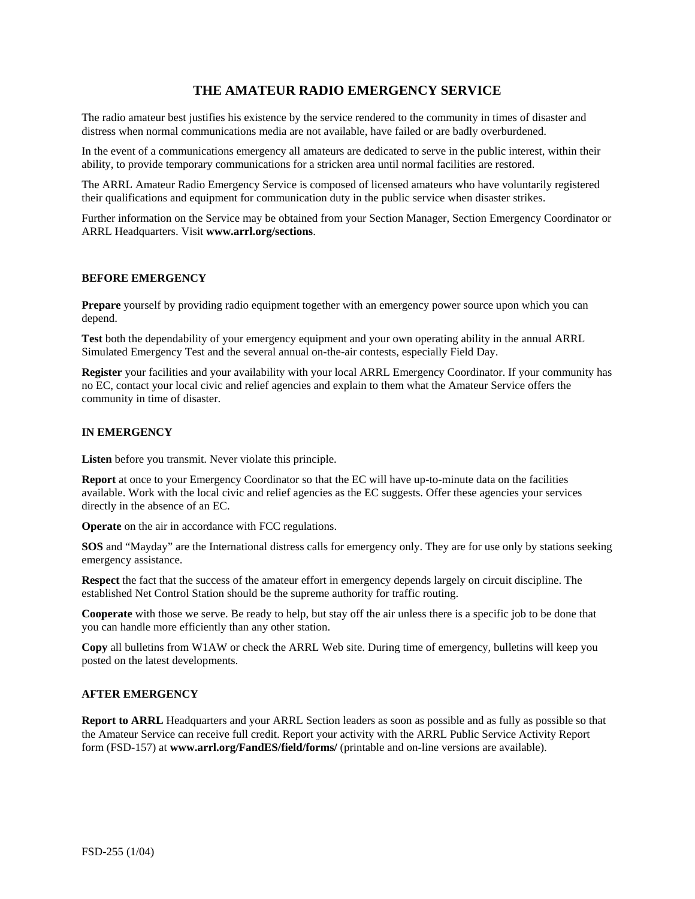# THE AMATEUR RADIO EMERGENCY SERVICE

The radio amateur best justifies his existence by the service rendered to the community in times of disaster and distress when normal communications media are not available, have failed or are badly overburdened.

In the event of a communications emergency all amateurs are dedicated to serve in the public interest, within their ability, to provide temporary communications for a stricken area until normal facilities are restored.

The ARRL Amateur Radio Emergency Service is composed of licensed amateurs who have voluntarily registered their qualifications and equipment for communication duty in the public service when disaster strikes.

Further information on the Service may be obtained from your Section Manager, Section Emergency Coordinator or ARRL Headquarters. Visit **www.arrl.org/sections**.

### BEFORE EMERGENCY

**Prepare** yourself by providing radio equipment together with an emergency power source upon which you can depend.

**Test** both the dependability of your emergency equipment and your own operating ability in the annual ARRL Simulated Emergency Test and the several annual on-the-air contests, especially Field Day.

**Register** your facilities and your availability with your local ARRL Emergency Coordinator. If your community has no EC, contact your local civic and relief agencies and explain to them what the Amateur Service offers the community in time of disaster.

### IN EMERGENCY

**Listen** before you transmit. Never violate this principle.

**Report** at once to your Emergency Coordinator so that the EC will have up-to-minute data on the facilities available. Work with the local civic and relief agencies as the EC suggests. Offer these agencies your services directly in the absence of an EC.

**Operate** on the air in accordance with FCC regulations.

**SOS** and “Mayday” are the International distress calls for emergency only. They are for use only by stations seeking emergency assistance.

**Respect** the fact that the success of the amateur effort in emergency depends largely on circuit discipline. The established Net Control Station should be the supreme authority for traffic routing.

**Cooperate** with those we serve. Be ready to help, but stay off the air unless there is a specific job to be done that you can handle more efficiently than any other station.

**Copy** all bulletins from W1AW or check the ARRL Web site. During time of emergency, bulletins will keep you posted on the latest developments.

### AFTER EMERGENCY

**Report to ARRL** Headquarters and your ARRL Section leaders as soon as possible and as fully as possible so that the Amateur Service can receive full credit. Report your activity with the ARRL Public Service Activity Report form (FSD-157) at **www.arrl.org/FandES/field/forms/** (printable and on-line versions are available).

FSD-255 (1/04)